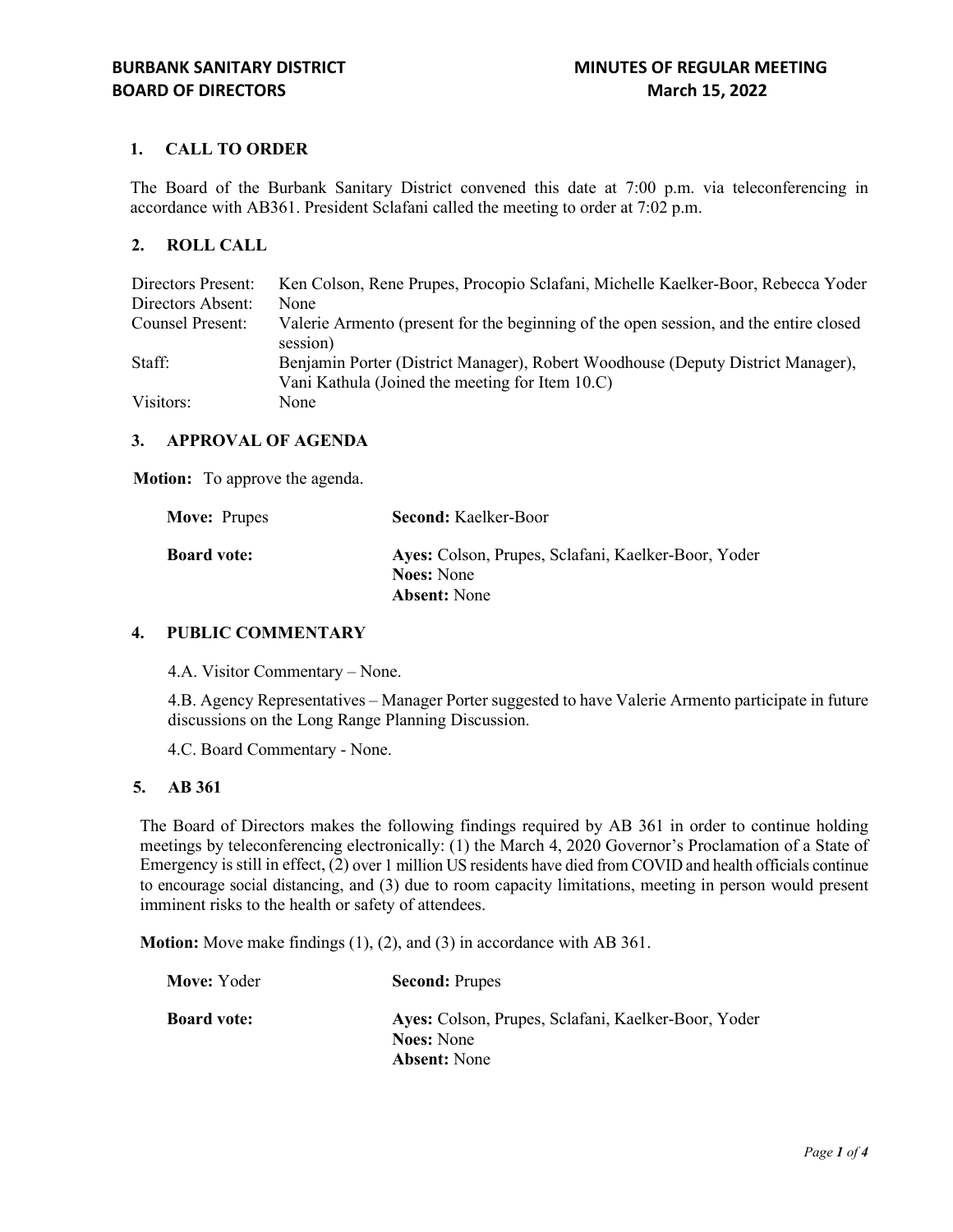**BURBANK SANITARY DISTRICT**
**BOARD OF DIRECTORS**

**MINUTES OF REGULAR MEETING**
**March 15, 2022**

## 1. CALL TO ORDER

The Board of the Burbank Sanitary District convened this date at 7:00 p.m. via teleconferencing in accordance with AB361. President Sclafani called the meeting to order at 7:02 p.m.

## 2. ROLL CALL

| | |
|---|---|
| Directors Present: | Ken Colson, Rene Prupes, Procopio Sclafani, Michelle Kaelker-Boor, Rebecca Yoder |
| Directors Absent: | None |
| Counsel Present: | Valerie Armento (present for the beginning of the open session, and the entire closed session) |
| Staff: | Benjamin Porter (District Manager), Robert Woodhouse (Deputy District Manager), Vani Kathula (Joined the meeting for Item 10.C) |
| Visitors: | None |

## 3. APPROVAL OF AGENDA

**Motion:** To approve the agenda.

| | |
|---|---|
| **Move:** Prupes | **Second:** Kaelker-Boor |
| **Board vote:** | **Ayes:** Colson, Prupes, Sclafani, Kaelker-Boor, Yoder<br>**Noes:** None<br>**Absent:** None |

## 4. PUBLIC COMMENTARY

4.A. Visitor Commentary – None.

4.B. Agency Representatives – Manager Porter suggested to have Valerie Armento participate in future discussions on the Long Range Planning Discussion.

4.C. Board Commentary - None.

## 5. AB 361

The Board of Directors makes the following findings required by AB 361 in order to continue holding meetings by teleconferencing electronically: (1) the March 4, 2020 Governor's Proclamation of a State of Emergency is still in effect, (2) over 1 million US residents have died from COVID and health officials continue to encourage social distancing, and (3) due to room capacity limitations, meeting in person would present imminent risks to the health or safety of attendees.

**Motion:** Move make findings (1), (2), and (3) in accordance with AB 361.

| | |
|---|---|
| **Move:** Yoder | **Second:** Prupes |
| **Board vote:** | **Ayes:** Colson, Prupes, Sclafani, Kaelker-Boor, Yoder<br>**Noes:** None<br>**Absent:** None |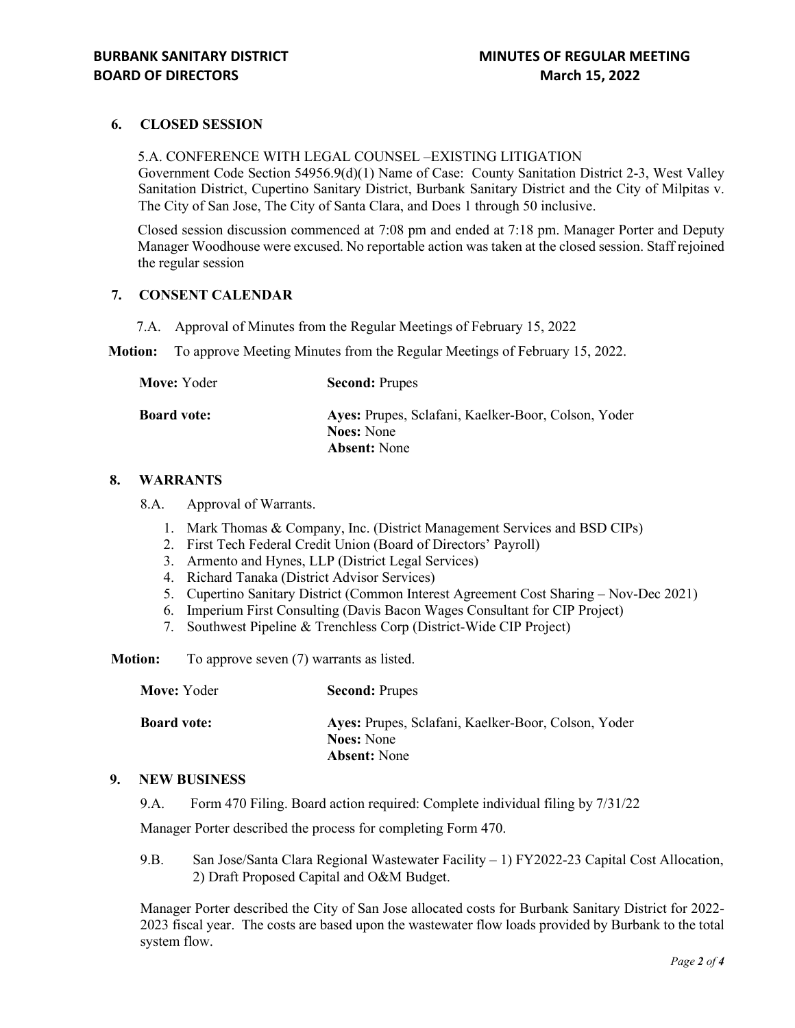## 6. CLOSED SESSION

5.A. CONFERENCE WITH LEGAL COUNSEL –EXISTING LITIGATION
Government Code Section 54956.9(d)(1) Name of Case: County Sanitation District 2-3, West Valley Sanitation District, Cupertino Sanitary District, Burbank Sanitary District and the City of Milpitas v. The City of San Jose, The City of Santa Clara, and Does 1 through 50 inclusive.

Closed session discussion commenced at 7:08 pm and ended at 7:18 pm. Manager Porter and Deputy Manager Woodhouse were excused. No reportable action was taken at the closed session. Staff rejoined the regular session

## 7. CONSENT CALENDAR

7.A. Approval of Minutes from the Regular Meetings of February 15, 2022

**Motion:** To approve Meeting Minutes from the Regular Meetings of February 15, 2022.

**Move:** Yoder  **Second:** Prupes

**Board vote:**
**Ayes:** Prupes, Sclafani, Kaelker-Boor, Colson, Yoder
**Noes:** None
**Absent:** None

## 8. WARRANTS

8.A. Approval of Warrants.

1. Mark Thomas & Company, Inc. (District Management Services and BSD CIPs)
2. First Tech Federal Credit Union (Board of Directors' Payroll)
3. Armento and Hynes, LLP (District Legal Services)
4. Richard Tanaka (District Advisor Services)
5. Cupertino Sanitary District (Common Interest Agreement Cost Sharing – Nov-Dec 2021)
6. Imperium First Consulting (Davis Bacon Wages Consultant for CIP Project)
7. Southwest Pipeline & Trenchless Corp (District-Wide CIP Project)

**Motion:** To approve seven (7) warrants as listed.

**Move:** Yoder  **Second:** Prupes

**Board vote:**
**Ayes:** Prupes, Sclafani, Kaelker-Boor, Colson, Yoder
**Noes:** None
**Absent:** None

## 9. NEW BUSINESS

9.A. Form 470 Filing. Board action required: Complete individual filing by 7/31/22

Manager Porter described the process for completing Form 470.

9.B. San Jose/Santa Clara Regional Wastewater Facility – 1) FY2022-23 Capital Cost Allocation, 2) Draft Proposed Capital and O&M Budget.

Manager Porter described the City of San Jose allocated costs for Burbank Sanitary District for 2022-2023 fiscal year. The costs are based upon the wastewater flow loads provided by Burbank to the total system flow.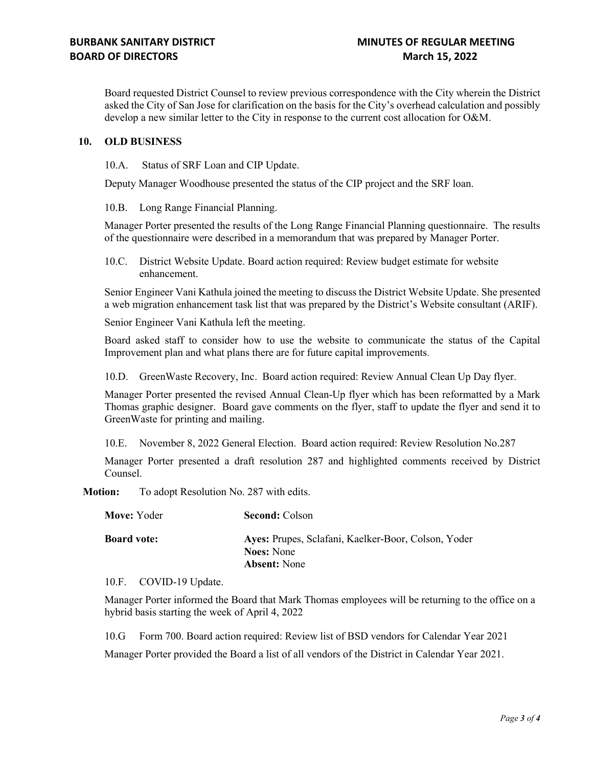Board requested District Counsel to review previous correspondence with the City wherein the District asked the City of San Jose for clarification on the basis for the City's overhead calculation and possibly develop a new similar letter to the City in response to the current cost allocation for O&M.

## 10. OLD BUSINESS

10.A. Status of SRF Loan and CIP Update.

Deputy Manager Woodhouse presented the status of the CIP project and the SRF loan.

10.B. Long Range Financial Planning.

Manager Porter presented the results of the Long Range Financial Planning questionnaire. The results of the questionnaire were described in a memorandum that was prepared by Manager Porter.

10.C. District Website Update. Board action required: Review budget estimate for website enhancement.

Senior Engineer Vani Kathula joined the meeting to discuss the District Website Update. She presented a web migration enhancement task list that was prepared by the District's Website consultant (ARIF).

Senior Engineer Vani Kathula left the meeting.

Board asked staff to consider how to use the website to communicate the status of the Capital Improvement plan and what plans there are for future capital improvements.

10.D. GreenWaste Recovery, Inc. Board action required: Review Annual Clean Up Day flyer.

Manager Porter presented the revised Annual Clean-Up flyer which has been reformatted by a Mark Thomas graphic designer. Board gave comments on the flyer, staff to update the flyer and send it to GreenWaste for printing and mailing.

10.E. November 8, 2022 General Election. Board action required: Review Resolution No.287

Manager Porter presented a draft resolution 287 and highlighted comments received by District Counsel.

**Motion:** To adopt Resolution No. 287 with edits.

**Move:** Yoder **Second:** Colson

**Board vote:** **Ayes:** Prupes, Sclafani, Kaelker-Boor, Colson, Yoder
**Noes:** None
**Absent:** None

10.F. COVID-19 Update.

Manager Porter informed the Board that Mark Thomas employees will be returning to the office on a hybrid basis starting the week of April 4, 2022

10.G Form 700. Board action required: Review list of BSD vendors for Calendar Year 2021

Manager Porter provided the Board a list of all vendors of the District in Calendar Year 2021.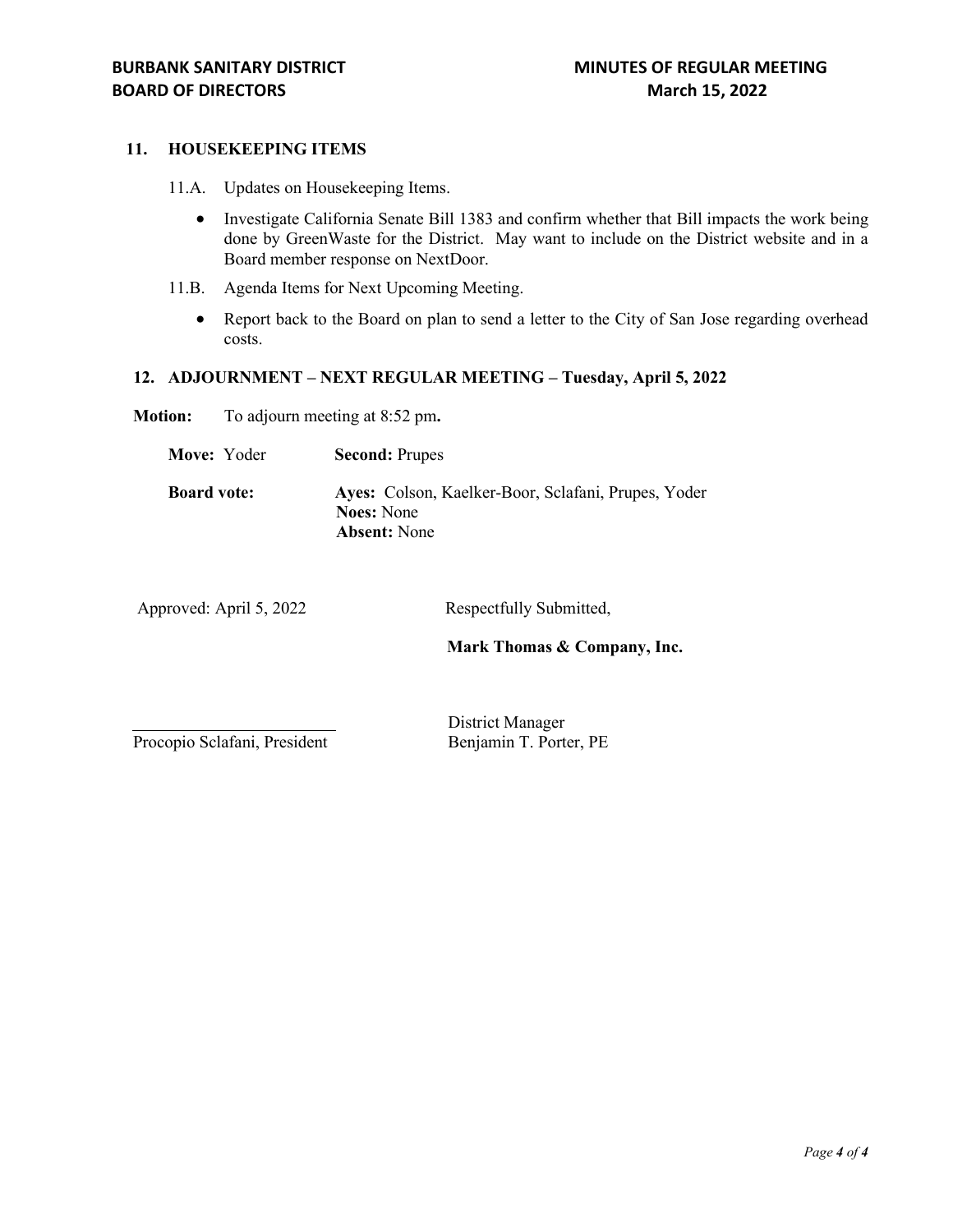## 11. HOUSEKEEPING ITEMS

11.A. Updates on Housekeeping Items.

- Investigate California Senate Bill 1383 and confirm whether that Bill impacts the work being done by GreenWaste for the District. May want to include on the District website and in a Board member response on NextDoor.

11.B. Agenda Items for Next Upcoming Meeting.

- Report back to the Board on plan to send a letter to the City of San Jose regarding overhead costs.

## 12. ADJOURNMENT – NEXT REGULAR MEETING – Tuesday, April 5, 2022

**Motion:** To adjourn meeting at 8:52 pm**.**

**Move:** Yoder **Second:** Prupes

**Board vote:** **Ayes:** Colson, Kaelker-Boor, Sclafani, Prupes, Yoder
**Noes:** None
**Absent:** None

Approved: April 5, 2022

Respectfully Submitted,

**Mark Thomas & Company, Inc.**

Procopio Sclafani, President

District Manager
Benjamin T. Porter, PE